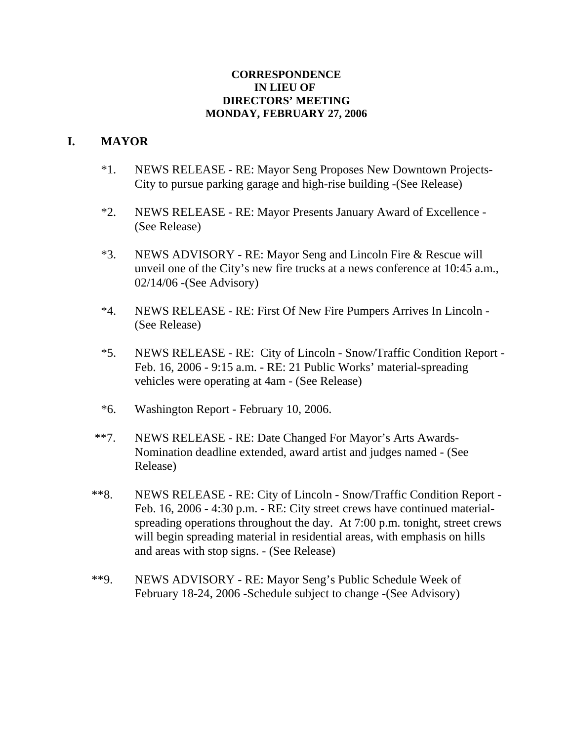**CORRESPONDENCE**
**IN LIEU OF**
**DIRECTORS' MEETING**
**MONDAY, FEBRUARY 27, 2006**

## I. MAYOR

*1. NEWS RELEASE - RE: Mayor Seng Proposes New Downtown Projects-City to pursue parking garage and high-rise building -(See Release)

*2. NEWS RELEASE - RE: Mayor Presents January Award of Excellence - (See Release)

*3. NEWS ADVISORY - RE: Mayor Seng and Lincoln Fire & Rescue will unveil one of the City's new fire trucks at a news conference at 10:45 a.m., 02/14/06 -(See Advisory)

*4. NEWS RELEASE - RE: First Of New Fire Pumpers Arrives In Lincoln - (See Release)

*5. NEWS RELEASE - RE: City of Lincoln - Snow/Traffic Condition Report - Feb. 16, 2006 - 9:15 a.m. - RE: 21 Public Works' material-spreading vehicles were operating at 4am - (See Release)

*6. Washington Report - February 10, 2006.

**7. NEWS RELEASE - RE: Date Changed For Mayor's Arts Awards-Nomination deadline extended, award artist and judges named - (See Release)

**8. NEWS RELEASE - RE: City of Lincoln - Snow/Traffic Condition Report - Feb. 16, 2006 - 4:30 p.m. - RE: City street crews have continued material-spreading operations throughout the day. At 7:00 p.m. tonight, street crews will begin spreading material in residential areas, with emphasis on hills and areas with stop signs. - (See Release)

**9. NEWS ADVISORY - RE: Mayor Seng's Public Schedule Week of February 18-24, 2006 -Schedule subject to change -(See Advisory)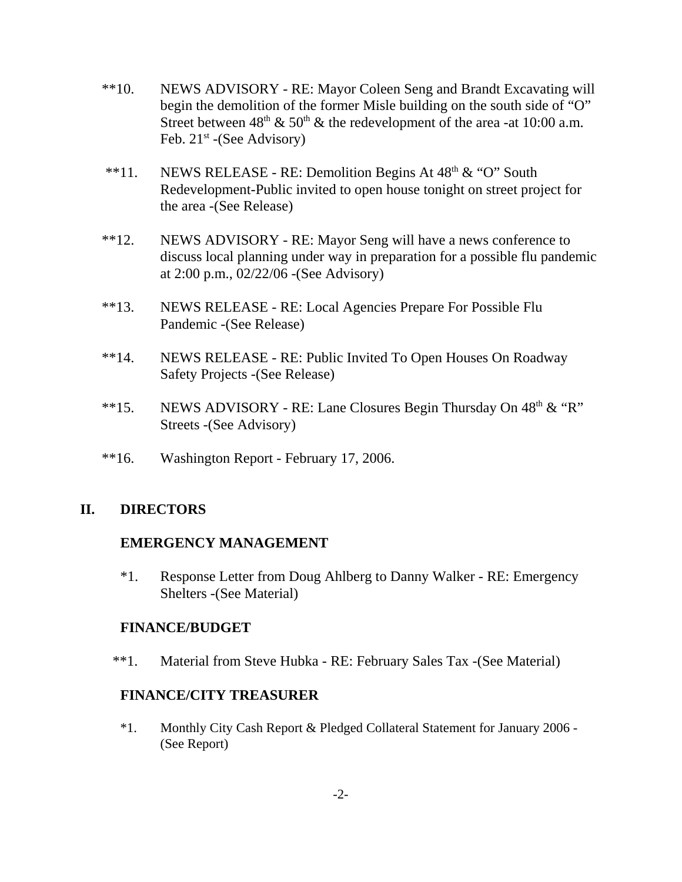**10. NEWS ADVISORY - RE: Mayor Coleen Seng and Brandt Excavating will begin the demolition of the former Misle building on the south side of "O" Street between 48th & 50th & the redevelopment of the area -at 10:00 a.m. Feb. 21st -(See Advisory)

**11. NEWS RELEASE - RE: Demolition Begins At 48th & "O" South Redevelopment-Public invited to open house tonight on street project for the area -(See Release)

**12. NEWS ADVISORY - RE: Mayor Seng will have a news conference to discuss local planning under way in preparation for a possible flu pandemic at 2:00 p.m., 02/22/06 -(See Advisory)

**13. NEWS RELEASE - RE: Local Agencies Prepare For Possible Flu Pandemic -(See Release)

**14. NEWS RELEASE - RE: Public Invited To Open Houses On Roadway Safety Projects -(See Release)

**15. NEWS ADVISORY - RE: Lane Closures Begin Thursday On 48th & "R" Streets -(See Advisory)

**16. Washington Report - February 17, 2006.

## II. DIRECTORS

### EMERGENCY MANAGEMENT

*1. Response Letter from Doug Ahlberg to Danny Walker - RE: Emergency Shelters -(See Material)

### FINANCE/BUDGET

**1. Material from Steve Hubka - RE: February Sales Tax -(See Material)

### FINANCE/CITY TREASURER

*1. Monthly City Cash Report & Pledged Collateral Statement for January 2006 - (See Report)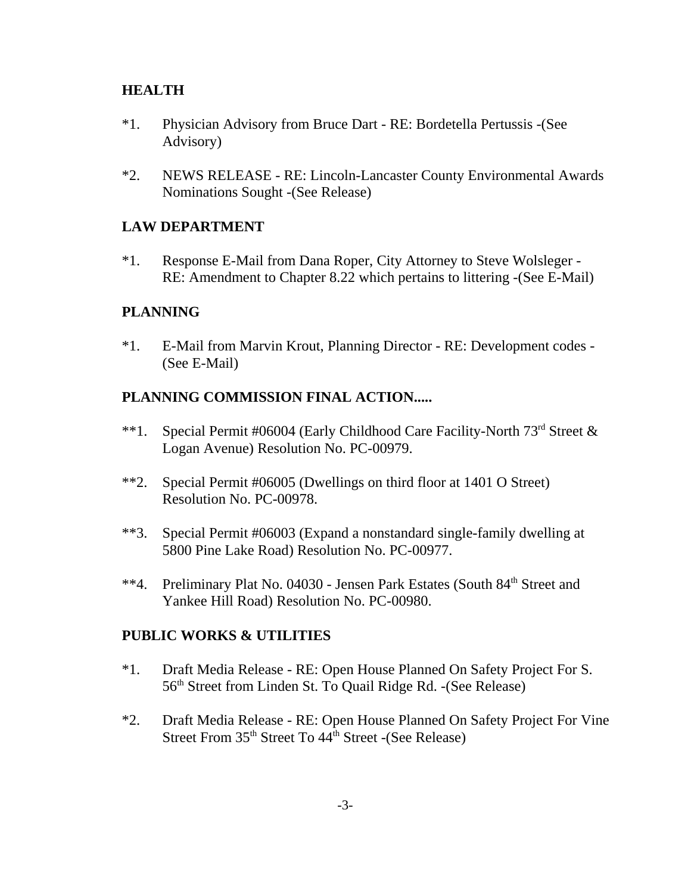## HEALTH

*1. Physician Advisory from Bruce Dart - RE: Bordetella Pertussis -(See Advisory)

*2. NEWS RELEASE - RE: Lincoln-Lancaster County Environmental Awards Nominations Sought -(See Release)

## LAW DEPARTMENT

*1. Response E-Mail from Dana Roper, City Attorney to Steve Wolsleger - RE: Amendment to Chapter 8.22 which pertains to littering -(See E-Mail)

## PLANNING

*1. E-Mail from Marvin Krout, Planning Director - RE: Development codes - (See E-Mail)

## PLANNING COMMISSION FINAL ACTION.....

**1. Special Permit #06004 (Early Childhood Care Facility-North 73rd Street & Logan Avenue) Resolution No. PC-00979.

**2. Special Permit #06005 (Dwellings on third floor at 1401 O Street) Resolution No. PC-00978.

**3. Special Permit #06003 (Expand a nonstandard single-family dwelling at 5800 Pine Lake Road) Resolution No. PC-00977.

**4. Preliminary Plat No. 04030 - Jensen Park Estates (South 84th Street and Yankee Hill Road) Resolution No. PC-00980.

## PUBLIC WORKS & UTILITIES

*1. Draft Media Release - RE: Open House Planned On Safety Project For S. 56th Street from Linden St. To Quail Ridge Rd. -(See Release)

*2. Draft Media Release - RE: Open House Planned On Safety Project For Vine Street From 35th Street To 44th Street -(See Release)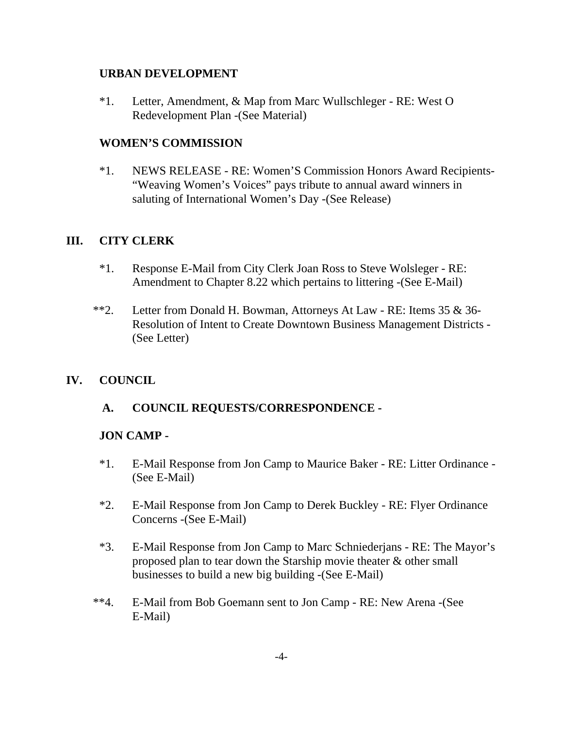**URBAN DEVELOPMENT**

*1. Letter, Amendment, & Map from Marc Wullschleger - RE: West O Redevelopment Plan -(See Material)

**WOMEN'S COMMISSION**

*1. NEWS RELEASE - RE: Women'S Commission Honors Award Recipients- "Weaving Women's Voices" pays tribute to annual award winners in saluting of International Women's Day -(See Release)

## III. CITY CLERK

*1. Response E-Mail from City Clerk Joan Ross to Steve Wolsleger - RE: Amendment to Chapter 8.22 which pertains to littering -(See E-Mail)

**2. Letter from Donald H. Bowman, Attorneys At Law - RE: Items 35 & 36- Resolution of Intent to Create Downtown Business Management Districts - (See Letter)

## IV. COUNCIL

### A. COUNCIL REQUESTS/CORRESPONDENCE -

**JON CAMP -**

*1. E-Mail Response from Jon Camp to Maurice Baker - RE: Litter Ordinance - (See E-Mail)

*2. E-Mail Response from Jon Camp to Derek Buckley - RE: Flyer Ordinance Concerns -(See E-Mail)

*3. E-Mail Response from Jon Camp to Marc Schniederjans - RE: The Mayor's proposed plan to tear down the Starship movie theater & other small businesses to build a new big building -(See E-Mail)

**4. E-Mail from Bob Goemann sent to Jon Camp - RE: New Arena -(See E-Mail)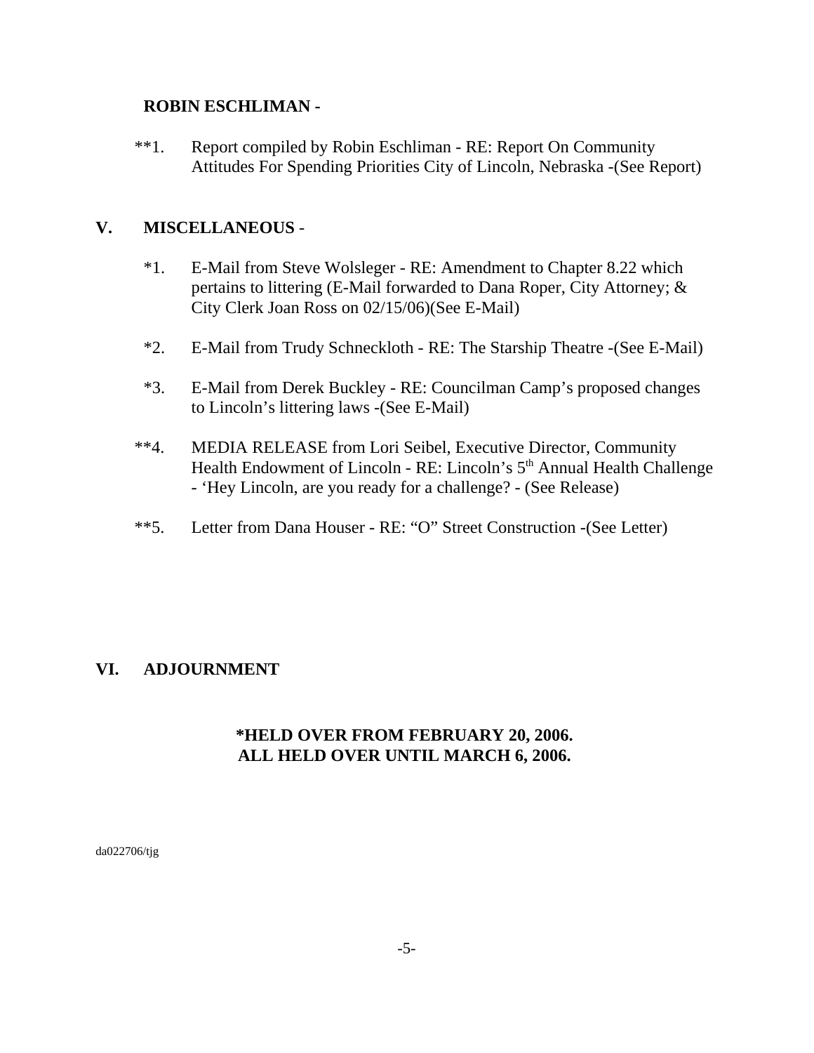**ROBIN ESCHLIMAN -**

**1. Report compiled by Robin Eschliman - RE: Report On Community Attitudes For Spending Priorities City of Lincoln, Nebraska -(See Report)

## V. MISCELLANEOUS -

*1. E-Mail from Steve Wolsleger - RE: Amendment to Chapter 8.22 which pertains to littering (E-Mail forwarded to Dana Roper, City Attorney; & City Clerk Joan Ross on 02/15/06)(See E-Mail)

*2. E-Mail from Trudy Schneckloth - RE: The Starship Theatre -(See E-Mail)

*3. E-Mail from Derek Buckley - RE: Councilman Camp's proposed changes to Lincoln's littering laws -(See E-Mail)

**4. MEDIA RELEASE from Lori Seibel, Executive Director, Community Health Endowment of Lincoln - RE: Lincoln's 5th Annual Health Challenge - 'Hey Lincoln, are you ready for a challenge? - (See Release)

**5. Letter from Dana Houser - RE: "O" Street Construction -(See Letter)

## VI. ADJOURNMENT

**\*HELD OVER FROM FEBRUARY 20, 2006.**
**ALL HELD OVER UNTIL MARCH 6, 2006.**

da022706/tjg